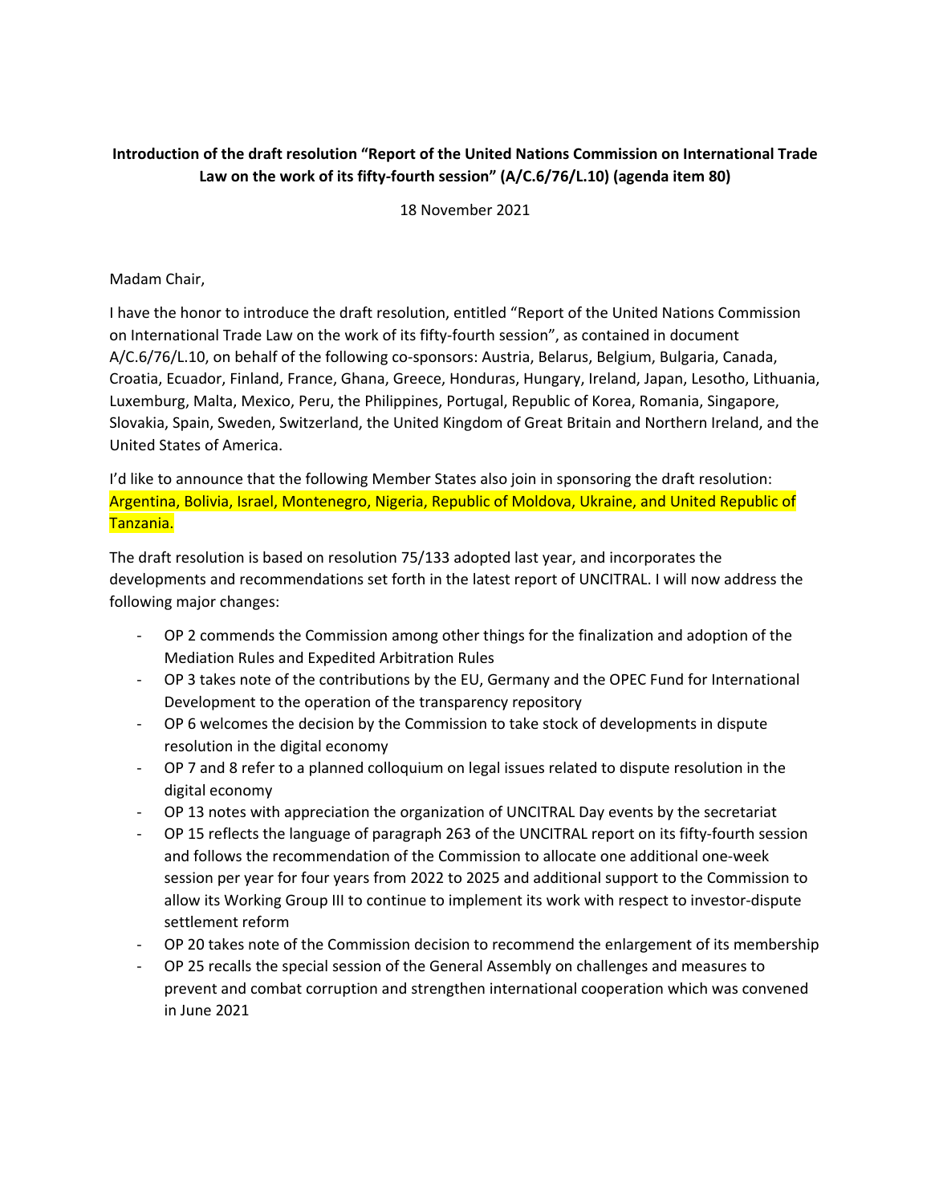**Introduction of the draft resolution "Report of the United Nations Commission on International Trade Law on the work of its fifty-fourth session" (A/C.6/76/L.10) (agenda item 80)**

18 November 2021

Madam Chair,

I have the honor to introduce the draft resolution, entitled "Report of the United Nations Commission on International Trade Law on the work of its fifty-fourth session", as contained in document A/C.6/76/L.10, on behalf of the following co-sponsors: Austria, Belarus, Belgium, Bulgaria, Canada, Croatia, Ecuador, Finland, France, Ghana, Greece, Honduras, Hungary, Ireland, Japan, Lesotho, Lithuania, Luxemburg, Malta, Mexico, Peru, the Philippines, Portugal, Republic of Korea, Romania, Singapore, Slovakia, Spain, Sweden, Switzerland, the United Kingdom of Great Britain and Northern Ireland, and the United States of America.

I'd like to announce that the following Member States also join in sponsoring the draft resolution: Argentina, Bolivia, Israel, Montenegro, Nigeria, Republic of Moldova, Ukraine, and United Republic of Tanzania.

The draft resolution is based on resolution 75/133 adopted last year, and incorporates the developments and recommendations set forth in the latest report of UNCITRAL. I will now address the following major changes:

- OP 2 commends the Commission among other things for the finalization and adoption of the Mediation Rules and Expedited Arbitration Rules
- OP 3 takes note of the contributions by the EU, Germany and the OPEC Fund for International Development to the operation of the transparency repository
- OP 6 welcomes the decision by the Commission to take stock of developments in dispute resolution in the digital economy
- OP 7 and 8 refer to a planned colloquium on legal issues related to dispute resolution in the digital economy
- OP 13 notes with appreciation the organization of UNCITRAL Day events by the secretariat
- OP 15 reflects the language of paragraph 263 of the UNCITRAL report on its fifty-fourth session and follows the recommendation of the Commission to allocate one additional one-week session per year for four years from 2022 to 2025 and additional support to the Commission to allow its Working Group III to continue to implement its work with respect to investor-dispute settlement reform
- OP 20 takes note of the Commission decision to recommend the enlargement of its membership
- OP 25 recalls the special session of the General Assembly on challenges and measures to prevent and combat corruption and strengthen international cooperation which was convened in June 2021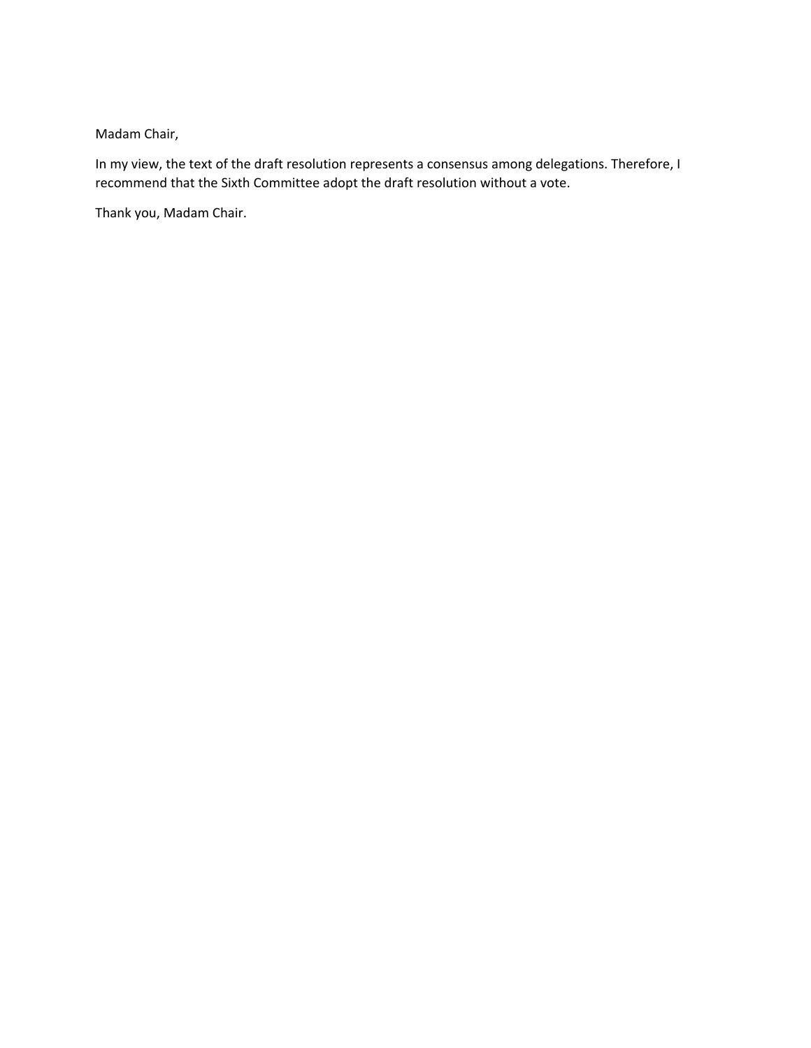Madam Chair,

In my view, the text of the draft resolution represents a consensus among delegations. Therefore, I recommend that the Sixth Committee adopt the draft resolution without a vote.

Thank you, Madam Chair.